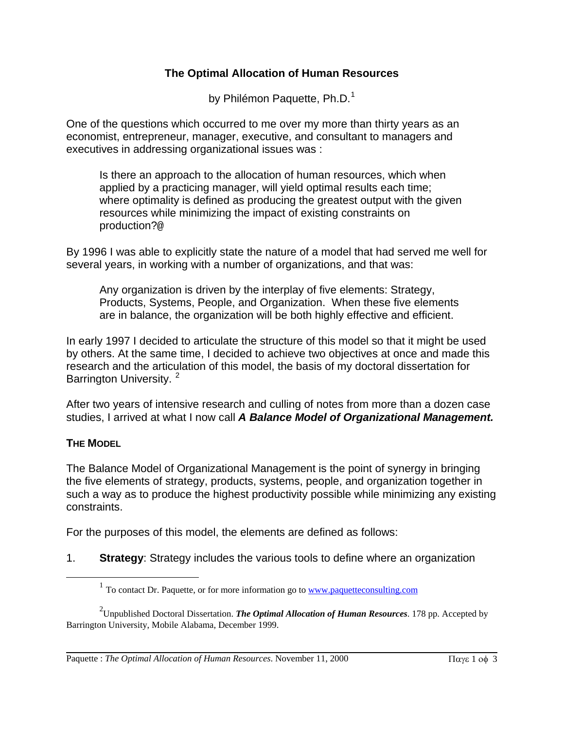# The Optimal Allocation of Human Resources

by Philémon Paquette, Ph.D.[1]

One of the questions which occurred to me over my more than thirty years as an economist, entrepreneur, manager, executive, and consultant to managers and executives in addressing organizational issues was :

> Is there an approach to the allocation of human resources, which when applied by a practicing manager, will yield optimal results each time; where optimality is defined as producing the greatest output with the given resources while minimizing the impact of existing constraints on production?@

By 1996 I was able to explicitly state the nature of a model that had served me well for several years, in working with a number of organizations, and that was:

> Any organization is driven by the interplay of five elements: Strategy, Products, Systems, People, and Organization. When these five elements are in balance, the organization will be both highly effective and efficient.

In early 1997 I decided to articulate the structure of this model so that it might be used by others. At the same time, I decided to achieve two objectives at once and made this research and the articulation of this model, the basis of my doctoral dissertation for Barrington University. [2]

After two years of intensive research and culling of notes from more than a dozen case studies, I arrived at what I now call ***A Balance Model of Organizational Management.***

## THE MODEL

The Balance Model of Organizational Management is the point of synergy in bringing the five elements of strategy, products, systems, people, and organization together in such a way as to produce the highest productivity possible while minimizing any existing constraints.

For the purposes of this model, the elements are defined as follows:

1. **Strategy**: Strategy includes the various tools to define where an organization

---

[1] To contact Dr. Paquette, or for more information go to www.paquetteconsulting.com

[2] Unpublished Doctoral Dissertation. ***The Optimal Allocation of Human Resources***. 178 pp. Accepted by Barrington University, Mobile Alabama, December 1999.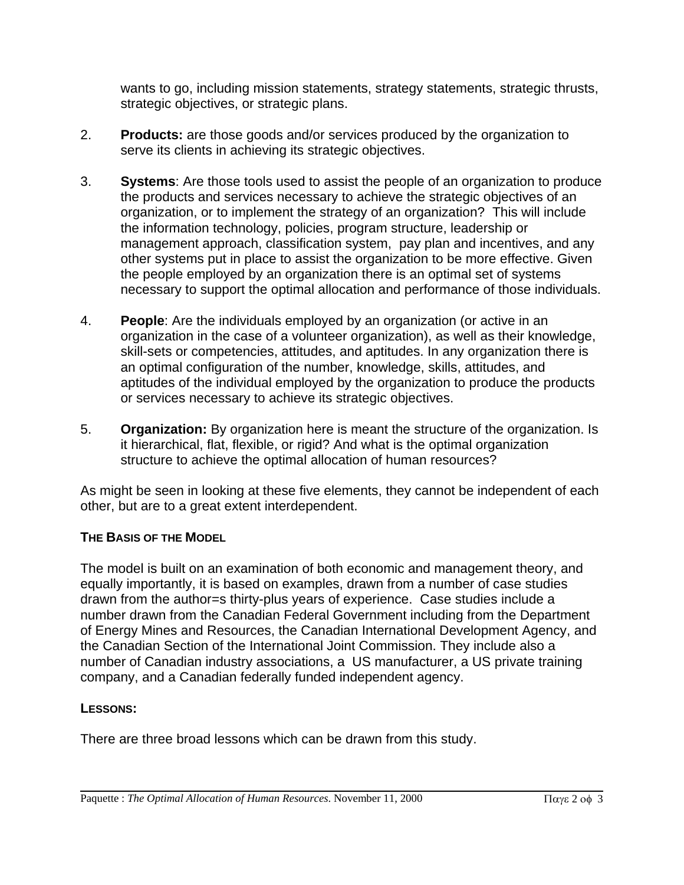wants to go, including mission statements, strategy statements, strategic thrusts, strategic objectives, or strategic plans.

2. **Products:** are those goods and/or services produced by the organization to serve its clients in achieving its strategic objectives.

3. **Systems**: Are those tools used to assist the people of an organization to produce the products and services necessary to achieve the strategic objectives of an organization, or to implement the strategy of an organization? This will include the information technology, policies, program structure, leadership or management approach, classification system, pay plan and incentives, and any other systems put in place to assist the organization to be more effective. Given the people employed by an organization there is an optimal set of systems necessary to support the optimal allocation and performance of those individuals.

4. **People**: Are the individuals employed by an organization (or active in an organization in the case of a volunteer organization), as well as their knowledge, skill-sets or competencies, attitudes, and aptitudes. In any organization there is an optimal configuration of the number, knowledge, skills, attitudes, and aptitudes of the individual employed by the organization to produce the products or services necessary to achieve its strategic objectives.

5. **Organization:** By organization here is meant the structure of the organization. Is it hierarchical, flat, flexible, or rigid? And what is the optimal organization structure to achieve the optimal allocation of human resources?

As might be seen in looking at these five elements, they cannot be independent of each other, but are to a great extent interdependent.

**THE BASIS OF THE MODEL**

The model is built on an examination of both economic and management theory, and equally importantly, it is based on examples, drawn from a number of case studies drawn from the author=s thirty-plus years of experience. Case studies include a number drawn from the Canadian Federal Government including from the Department of Energy Mines and Resources, the Canadian International Development Agency, and the Canadian Section of the International Joint Commission. They include also a number of Canadian industry associations, a US manufacturer, a US private training company, and a Canadian federally funded independent agency.

**LESSONS:**

There are three broad lessons which can be drawn from this study.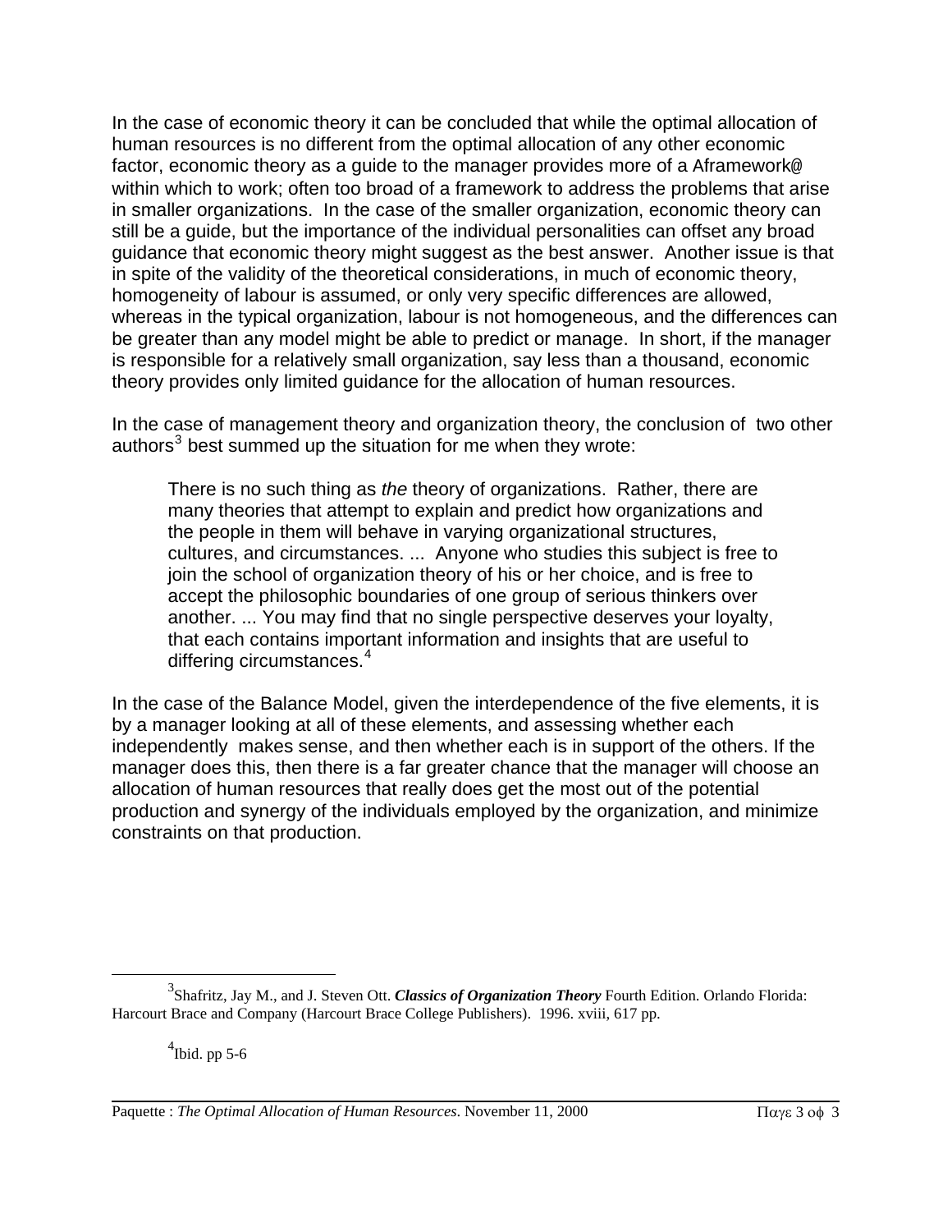In the case of economic theory it can be concluded that while the optimal allocation of human resources is no different from the optimal allocation of any other economic factor, economic theory as a guide to the manager provides more of a Aframework@ within which to work; often too broad of a framework to address the problems that arise in smaller organizations. In the case of the smaller organization, economic theory can still be a guide, but the importance of the individual personalities can offset any broad guidance that economic theory might suggest as the best answer. Another issue is that in spite of the validity of the theoretical considerations, in much of economic theory, homogeneity of labour is assumed, or only very specific differences are allowed, whereas in the typical organization, labour is not homogeneous, and the differences can be greater than any model might be able to predict or manage. In short, if the manager is responsible for a relatively small organization, say less than a thousand, economic theory provides only limited guidance for the allocation of human resources.

In the case of management theory and organization theory, the conclusion of two other authors[3] best summed up the situation for me when they wrote:

> There is no such thing as *the* theory of organizations. Rather, there are many theories that attempt to explain and predict how organizations and the people in them will behave in varying organizational structures, cultures, and circumstances. ... Anyone who studies this subject is free to join the school of organization theory of his or her choice, and is free to accept the philosophic boundaries of one group of serious thinkers over another. ... You may find that no single perspective deserves your loyalty, that each contains important information and insights that are useful to differing circumstances.[4]

In the case of the Balance Model, given the interdependence of the five elements, it is by a manager looking at all of these elements, and assessing whether each independently makes sense, and then whether each is in support of the others. If the manager does this, then there is a far greater chance that the manager will choose an allocation of human resources that really does get the most out of the potential production and synergy of the individuals employed by the organization, and minimize constraints on that production.

---

[3] Shafritz, Jay M., and J. Steven Ott. ***Classics of Organization Theory*** Fourth Edition. Orlando Florida: Harcourt Brace and Company (Harcourt Brace College Publishers). 1996. xviii, 617 pp.

[4] Ibid. pp 5-6